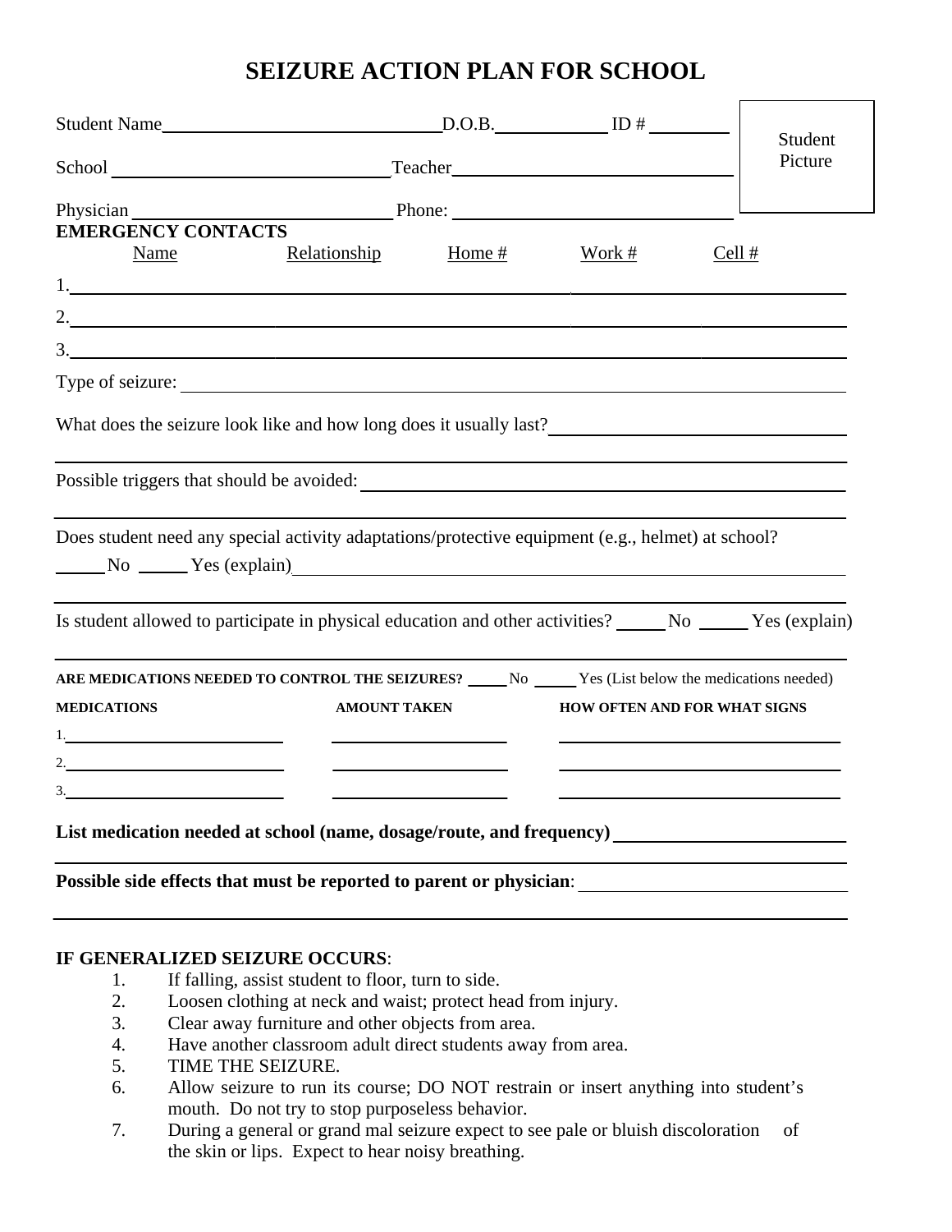# SEIZURE ACTION PLAN FOR SCHOOL

Student Name________________________________D.O.B.____________ ID # _________

School ________________________________Teacher________________________________

Physician ____________________________ Phone: ________________________________

Student Picture

**EMERGENCY CONTACTS**

| Name | Relationship | Home # | Work # | Cell # |
|---|---|---|---|---|
| 1. | | | | |
| 2. | | | | |
| 3. | | | | |

Type of seizure: ____________________________________________________________

What does the seizure look like and how long does it usually last?________________________________

____________________________________________________________________________

Possible triggers that should be avoided: ____________________________________________________

____________________________________________________________________________

Does student need any special activity adaptations/protective equipment (e.g., helmet) at school?

_____ No _____ Yes (explain)____________________________________________________

____________________________________________________________________________

Is student allowed to participate in physical education and other activities? _____ No _____ Yes (explain)

____________________________________________________________________________

**ARE MEDICATIONS NEEDED TO CONTROL THE SEIZURES?** _____ No _____ Yes (List below the medications needed)

| MEDICATIONS | AMOUNT TAKEN | HOW OFTEN AND FOR WHAT SIGNS |
|---|---|---|
| 1. | | |
| 2. | | |
| 3. | | |

**List medication needed at school (name, dosage/route, and frequency)** __________________________

____________________________________________________________________________

**Possible side effects that must be reported to parent or physician**: ____________________________

____________________________________________________________________________

**IF GENERALIZED SEIZURE OCCURS**:

1. If falling, assist student to floor, turn to side.
2. Loosen clothing at neck and waist; protect head from injury.
3. Clear away furniture and other objects from area.
4. Have another classroom adult direct students away from area.
5. TIME THE SEIZURE.
6. Allow seizure to run its course; DO NOT restrain or insert anything into student's mouth. Do not try to stop purposeless behavior.
7. During a general or grand mal seizure expect to see pale or bluish discoloration of the skin or lips. Expect to hear noisy breathing.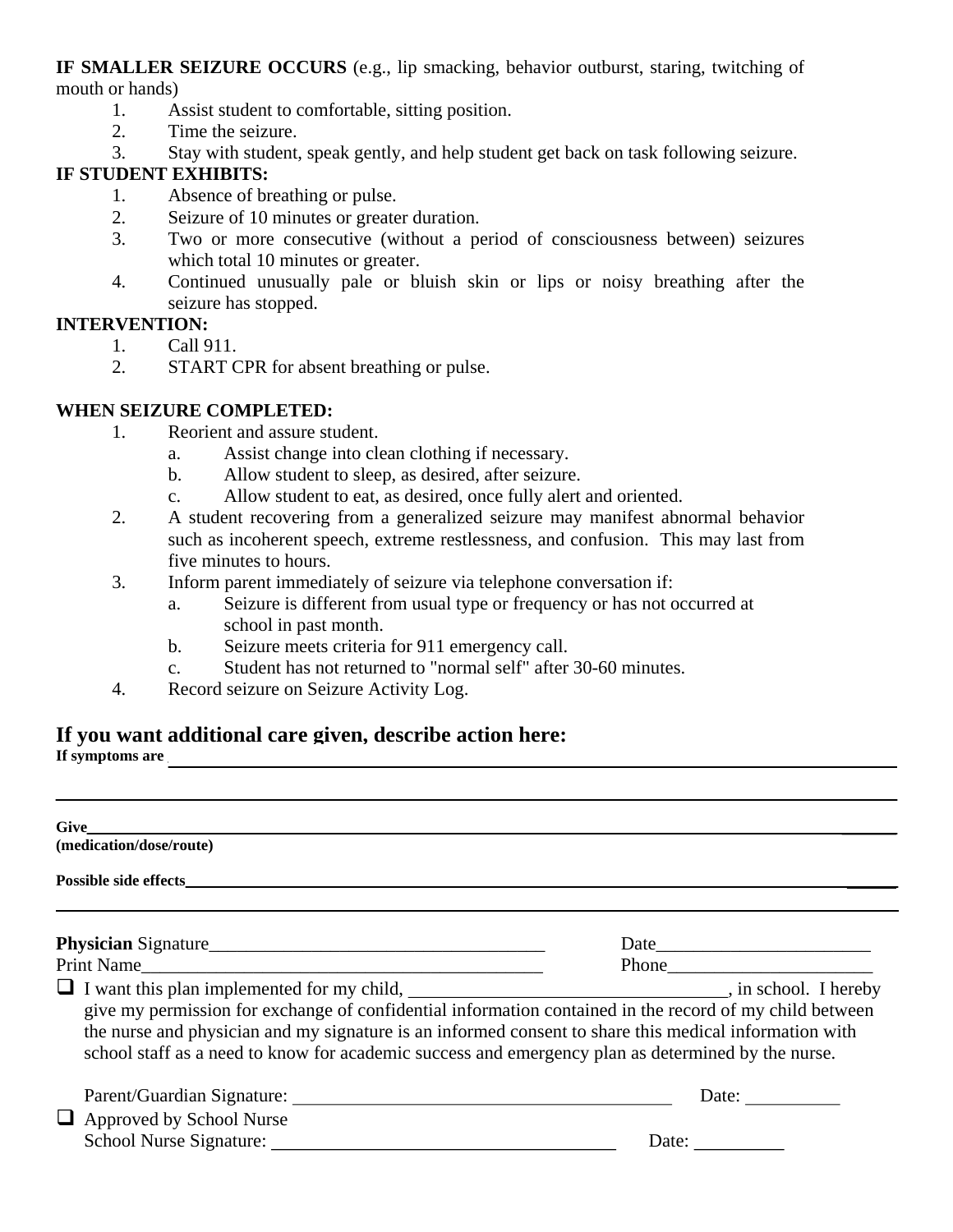**IF SMALLER SEIZURE OCCURS** (e.g., lip smacking, behavior outburst, staring, twitching of mouth or hands)

1. Assist student to comfortable, sitting position.
2. Time the seizure.
3. Stay with student, speak gently, and help student get back on task following seizure.

**IF STUDENT EXHIBITS:**

1. Absence of breathing or pulse.
2. Seizure of 10 minutes or greater duration.
3. Two or more consecutive (without a period of consciousness between) seizures which total 10 minutes or greater.
4. Continued unusually pale or bluish skin or lips or noisy breathing after the seizure has stopped.

**INTERVENTION:**

1. Call 911.
2. START CPR for absent breathing or pulse.

**WHEN SEIZURE COMPLETED:**

1. Reorient and assure student.
   a. Assist change into clean clothing if necessary.
   b. Allow student to sleep, as desired, after seizure.
   c. Allow student to eat, as desired, once fully alert and oriented.
2. A student recovering from a generalized seizure may manifest abnormal behavior such as incoherent speech, extreme restlessness, and confusion. This may last from five minutes to hours.
3. Inform parent immediately of seizure via telephone conversation if:
   a. Seizure is different from usual type or frequency or has not occurred at school in past month.
   b. Seizure meets criteria for 911 emergency call.
   c. Student has not returned to "normal self" after 30-60 minutes.
4. Record seizure on Seizure Activity Log.

## If you want additional care given, describe action here:

**If symptoms are** \_\_\_\_\_\_\_\_\_\_\_\_\_\_\_\_\_\_\_\_\_\_\_\_\_\_\_\_\_\_\_\_\_\_\_\_\_\_\_\_\_\_\_\_\_\_\_\_

\_\_\_\_\_\_\_\_\_\_\_\_\_\_\_\_\_\_\_\_\_\_\_\_\_\_\_\_\_\_\_\_\_\_\_\_\_\_\_\_\_\_\_\_\_\_\_\_\_\_\_\_\_\_\_\_\_\_\_\_\_\_

**Give**\_\_\_\_\_\_\_\_\_\_\_\_\_\_\_\_\_\_\_\_\_\_\_\_\_\_\_\_\_\_\_\_\_\_\_\_\_\_\_\_\_\_\_\_\_\_\_\_\_\_\_\_\_\_\_\_\_\_
**(medication/dose/route)**

**Possible side effects**\_\_\_\_\_\_\_\_\_\_\_\_\_\_\_\_\_\_\_\_\_\_\_\_\_\_\_\_\_\_\_\_\_\_\_\_\_\_\_\_\_\_\_\_\_\_\_\_

\_\_\_\_\_\_\_\_\_\_\_\_\_\_\_\_\_\_\_\_\_\_\_\_\_\_\_\_\_\_\_\_\_\_\_\_\_\_\_\_\_\_\_\_\_\_\_\_\_\_\_\_\_\_\_\_\_\_\_\_\_\_

**Physician** Signature\_\_\_\_\_\_\_\_\_\_\_\_\_\_\_\_\_\_\_\_\_\_\_\_\_\_\_\_\_\_\_\_\_\_\_\_\_\_ Date\_\_\_\_\_\_\_\_\_\_\_\_\_\_\_\_\_\_\_\_\_\_\_

Print Name\_\_\_\_\_\_\_\_\_\_\_\_\_\_\_\_\_\_\_\_\_\_\_\_\_\_\_\_\_\_\_\_\_\_\_\_\_\_\_\_\_\_\_\_\_ Phone\_\_\_\_\_\_\_\_\_\_\_\_\_\_\_\_\_\_\_\_\_\_

☐ I want this plan implemented for my child, \_\_\_\_\_\_\_\_\_\_\_\_\_\_\_\_\_\_\_\_\_\_\_\_\_\_\_\_\_\_\_\_\_\_\_, in school. I hereby give my permission for exchange of confidential information contained in the record of my child between the nurse and physician and my signature is an informed consent to share this medical information with school staff as a need to know for academic success and emergency plan as determined by the nurse.

Parent/Guardian Signature: \_\_\_\_\_\_\_\_\_\_\_\_\_\_\_\_\_\_\_\_\_\_\_\_\_\_\_\_\_\_\_\_\_\_\_\_\_\_\_\_\_\_ Date: \_\_\_\_\_\_\_\_\_\_

☐ Approved by School Nurse

School Nurse Signature: \_\_\_\_\_\_\_\_\_\_\_\_\_\_\_\_\_\_\_\_\_\_\_\_\_\_\_\_\_\_\_\_\_\_\_\_\_\_ Date: \_\_\_\_\_\_\_\_\_\_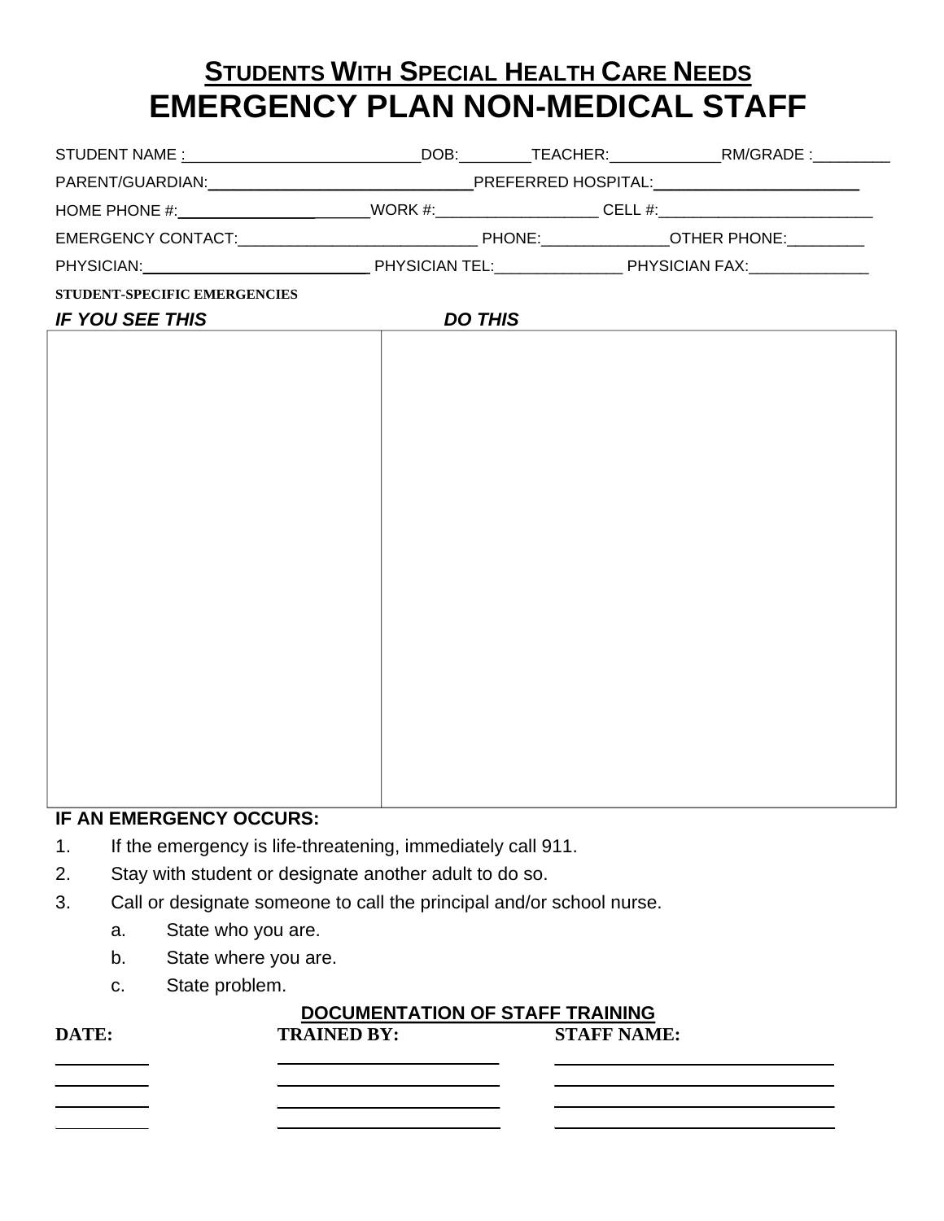# STUDENTS WITH SPECIAL HEALTH CARE NEEDS
# EMERGENCY PLAN NON-MEDICAL STAFF

STUDENT NAME :___________________________DOB:________TEACHER:____________RM/GRADE :_________

PARENT/GUARDIAN:______________________________PREFERRED HOSPITAL:______________________

HOME PHONE #:_______________________WORK #:__________________ CELL #:________________________

EMERGENCY CONTACT:___________________________ PHONE:______________OTHER PHONE:_________

PHYSICIAN:_________________________ PHYSICIAN TEL:______________ PHYSICIAN FAX:_____________

**STUDENT-SPECIFIC EMERGENCIES**

| *IF YOU SEE THIS* | *DO THIS* |
|---|---|
| | |

**IF AN EMERGENCY OCCURS:**

1. If the emergency is life-threatening, immediately call 911.
2. Stay with student or designate another adult to do so.
3. Call or designate someone to call the principal and/or school nurse.
   a. State who you are.
   b. State where you are.
   c. State problem.

**DOCUMENTATION OF STAFF TRAINING**

| DATE: | TRAINED BY: | STAFF NAME: |
|---|---|---|
| | | |
| | | |
| | | |
| | | |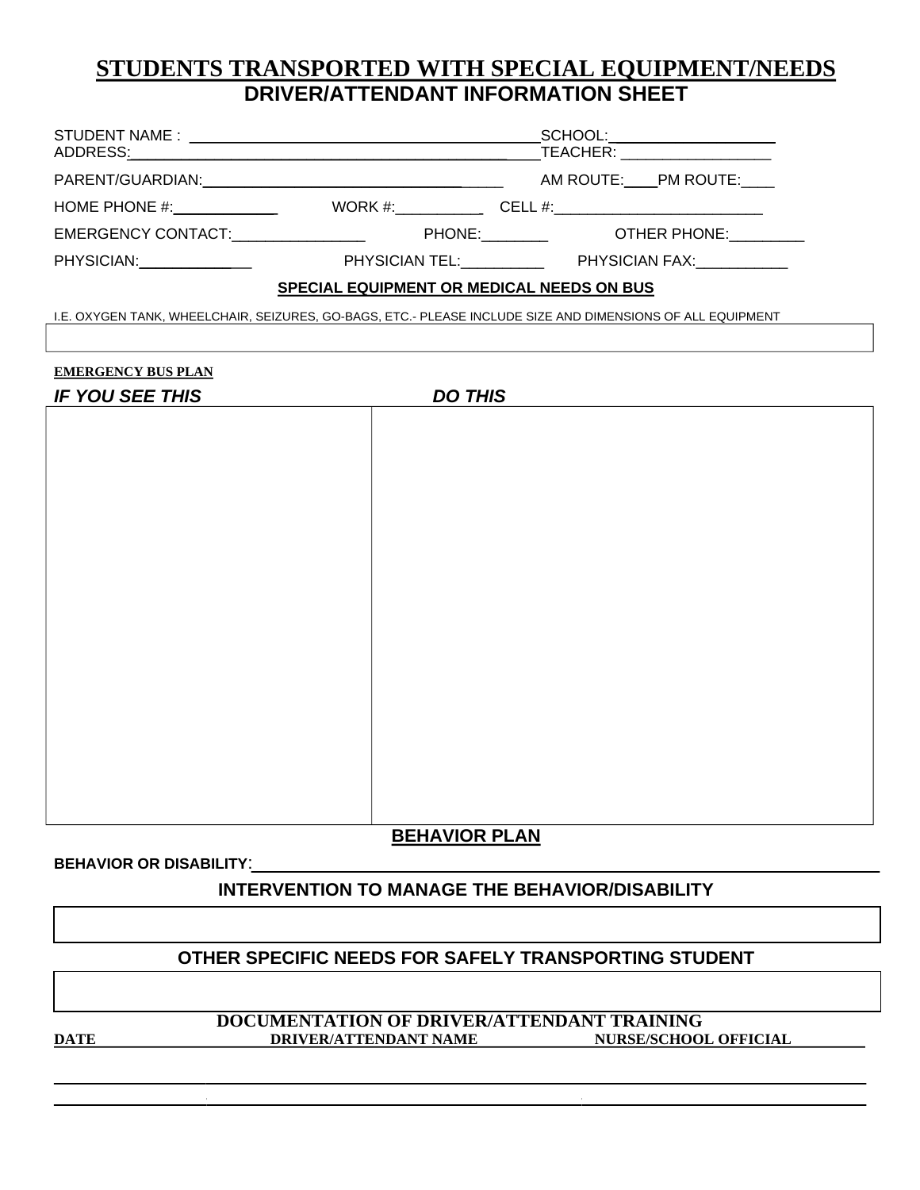# STUDENTS TRANSPORTED WITH SPECIAL EQUIPMENT/NEEDS

## DRIVER/ATTENDANT INFORMATION SHEET

STUDENT NAME : ________________________________________ SCHOOL: ____________________
ADDRESS: ______________________________________________ TEACHER: __________________

PARENT/GUARDIAN: ______________________________________ AM ROUTE: ____ PM ROUTE: ____

HOME PHONE #: ____________ WORK #: __________ CELL #: ________________________

EMERGENCY CONTACT: _______________ PHONE: ________ OTHER PHONE: _________

PHYSICIAN: ______________ PHYSICIAN TEL: __________ PHYSICIAN FAX: ___________

**SPECIAL EQUIPMENT OR MEDICAL NEEDS ON BUS**

I.E. OXYGEN TANK, WHEELCHAIR, SEIZURES, GO-BAGS, ETC.- PLEASE INCLUDE SIZE AND DIMENSIONS OF ALL EQUIPMENT

| |
|---|
| |

**EMERGENCY BUS PLAN**

| *IF YOU SEE THIS* | *DO THIS* |
|---|---|
| | |

**BEHAVIOR PLAN**

**BEHAVIOR OR DISABILITY**: ________________________________________________

**INTERVENTION TO MANAGE THE BEHAVIOR/DISABILITY**

| |
|---|
| |

**OTHER SPECIFIC NEEDS FOR SAFELY TRANSPORTING STUDENT**

| |
|---|
| |

**DOCUMENTATION OF DRIVER/ATTENDANT TRAINING**

| DATE | DRIVER/ATTENDANT NAME | NURSE/SCHOOL OFFICIAL |
|---|---|---|
| | | |
| | | |